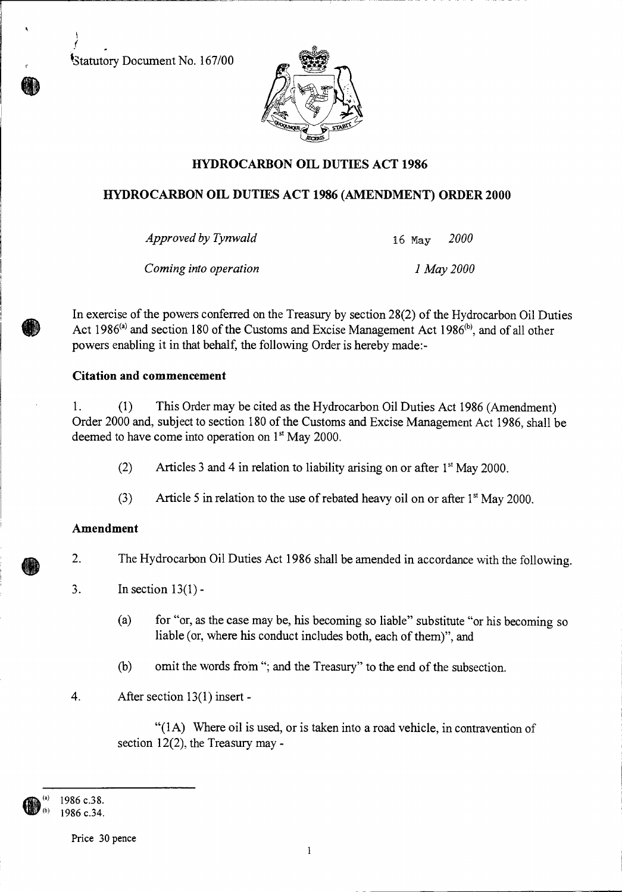Statutory Document No. 167/00

# HYDROCARBON OIL DUTIES ACT 1986

## HYDROCARBON OIL DUTIES ACT 1986 (AMENDMENT) ORDER 2000

*Approved by Tynwald* 16 May *2000*

*Coming into operation* *1 May 2000*

In exercise of the powers conferred on the Treasury by section 28(2) of the Hydrocarbon Oil Duties Act 1986[(a)] and section 180 of the Customs and Excise Management Act 1986[(b)], and of all other powers enabling it in that behalf, the following Order is hereby made:-

### Citation and commencement

1. (1) This Order may be cited as the Hydrocarbon Oil Duties Act 1986 (Amendment) Order 2000 and, subject to section 180 of the Customs and Excise Management Act 1986, shall be deemed to have come into operation on 1st May 2000.

   (2) Articles 3 and 4 in relation to liability arising on or after 1st May 2000.

   (3) Article 5 in relation to the use of rebated heavy oil on or after 1st May 2000.

### Amendment

2. The Hydrocarbon Oil Duties Act 1986 shall be amended in accordance with the following.

3. In section 13(1) -

   (a) for "or, as the case may be, his becoming so liable" substitute "or his becoming so liable (or, where his conduct includes both, each of them)", and

   (b) omit the words from "; and the Treasury" to the end of the subsection.

4. After section 13(1) insert -

   "(1A) Where oil is used, or is taken into a road vehicle, in contravention of section 12(2), the Treasury may -

---

(a) 1986 c.38.
(b) 1986 c.34.

Price 30 pence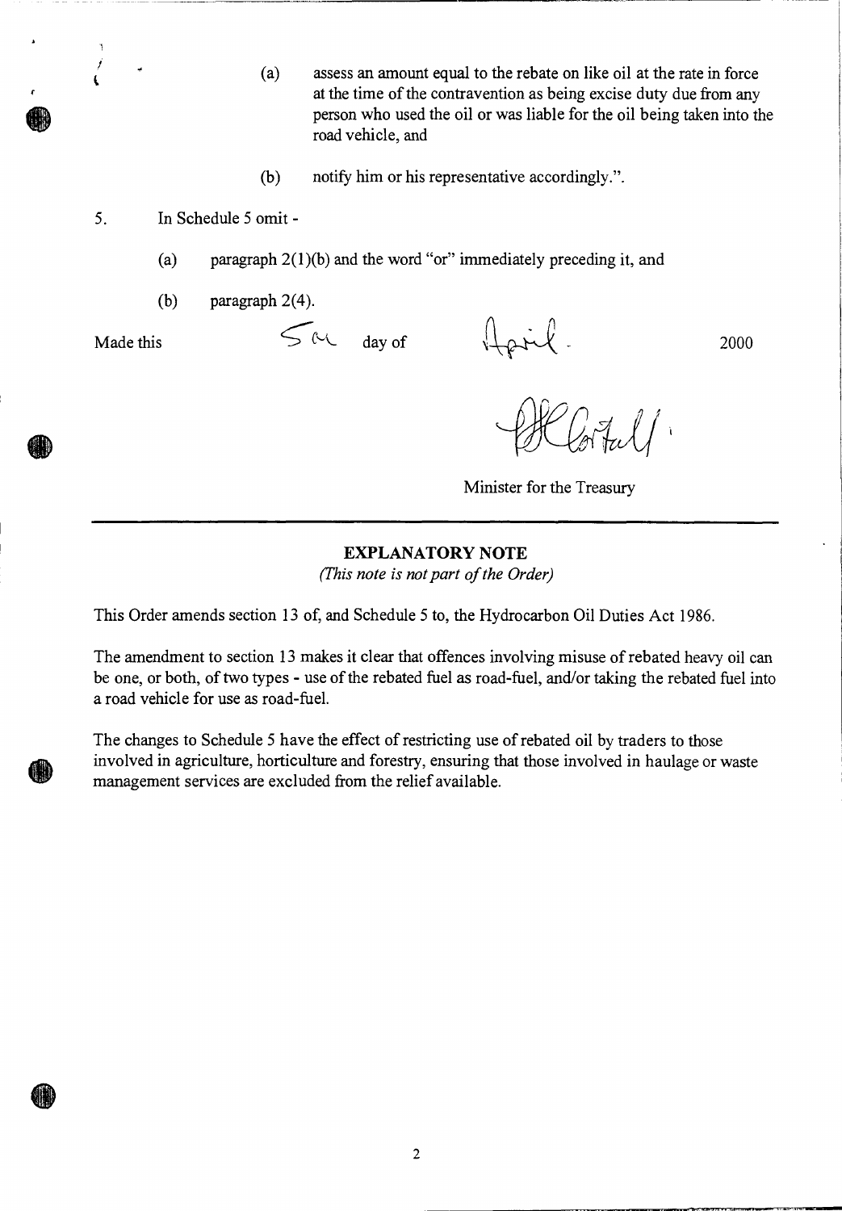(a) assess an amount equal to the rebate on like oil at the rate in force at the time of the contravention as being excise duty due from any person who used the oil or was liable for the oil being taken into the road vehicle, and

(b) notify him or his representative accordingly.".

5. In Schedule 5 omit -

(a) paragraph 2(1)(b) and the word "or" immediately preceding it, and

(b) paragraph 2(4).

Made this 5th day of April. 2000

Minister for the Treasury

---

## EXPLANATORY NOTE

*(This note is not part of the Order)*

This Order amends section 13 of, and Schedule 5 to, the Hydrocarbon Oil Duties Act 1986.

The amendment to section 13 makes it clear that offences involving misuse of rebated heavy oil can be one, or both, of two types - use of the rebated fuel as road-fuel, and/or taking the rebated fuel into a road vehicle for use as road-fuel.

The changes to Schedule 5 have the effect of restricting use of rebated oil by traders to those involved in agriculture, horticulture and forestry, ensuring that those involved in haulage or waste management services are excluded from the relief available.